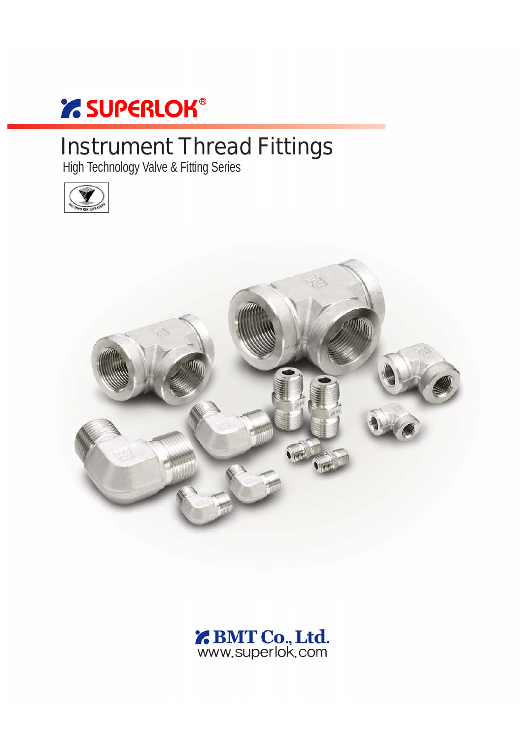SUPERLOK®

# Instrument Thread Fittings

High Technology Valve & Fitting Series

ISO 9000 REGISTRATION

BMT Co., Ltd.
www.superlok.com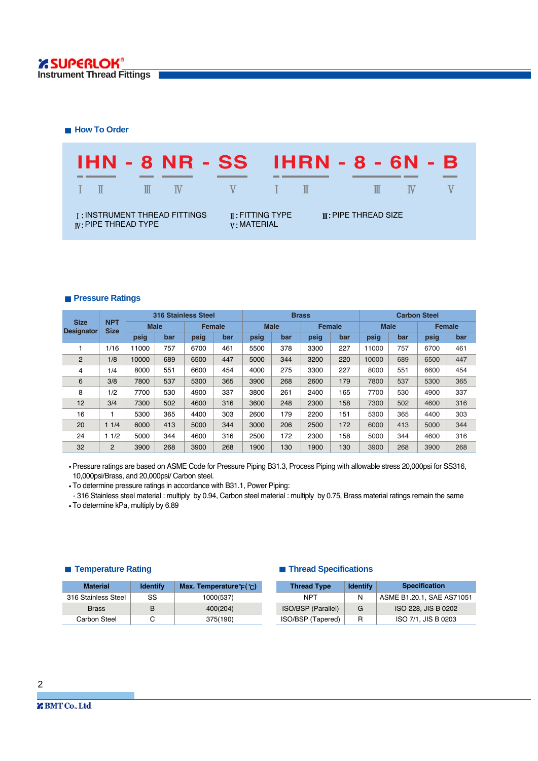## How To Order

**IHN - 8 NR - SS**  **IHRN - 8 - 6N - B**

Ⅰ Ⅱ Ⅲ Ⅳ Ⅴ  Ⅰ Ⅱ Ⅲ Ⅳ Ⅴ

Ⅰ: INSTRUMENT THREAD FITTINGS
Ⅱ: FITTING TYPE
Ⅲ: PIPE THREAD SIZE
Ⅳ: PIPE THREAD TYPE
Ⅴ: MATERIAL

## Pressure Ratings

| Size Designator | NPT Size | 316 Stainless Steel | | | | Brass | | | | Carbon Steel | | | |
|---|---|---|---|---|---|---|---|---|---|---|---|---|---|
| | | Male | | Female | | Male | | Female | | Male | | Female | |
| | | psig | bar | psig | bar | psig | bar | psig | bar | psig | bar | psig | bar |
| 1 | 1/16 | 11000 | 757 | 6700 | 461 | 5500 | 378 | 3300 | 227 | 11000 | 757 | 6700 | 461 |
| 2 | 1/8 | 10000 | 689 | 6500 | 447 | 5000 | 344 | 3200 | 220 | 10000 | 689 | 6500 | 447 |
| 4 | 1/4 | 8000 | 551 | 6600 | 454 | 4000 | 275 | 3300 | 227 | 8000 | 551 | 6600 | 454 |
| 6 | 3/8 | 7800 | 537 | 5300 | 365 | 3900 | 268 | 2600 | 179 | 7800 | 537 | 5300 | 365 |
| 8 | 1/2 | 7700 | 530 | 4900 | 337 | 3800 | 261 | 2400 | 165 | 7700 | 530 | 4900 | 337 |
| 12 | 3/4 | 7300 | 502 | 4600 | 316 | 3600 | 248 | 2300 | 158 | 7300 | 502 | 4600 | 316 |
| 16 | 1 | 5300 | 365 | 4400 | 303 | 2600 | 179 | 2200 | 151 | 5300 | 365 | 4400 | 303 |
| 20 | 1 1/4 | 6000 | 413 | 5000 | 344 | 3000 | 206 | 2500 | 172 | 6000 | 413 | 5000 | 344 |
| 24 | 1 1/2 | 5000 | 344 | 4600 | 316 | 2500 | 172 | 2300 | 158 | 5000 | 344 | 4600 | 316 |
| 32 | 2 | 3900 | 268 | 3900 | 268 | 1900 | 130 | 1900 | 130 | 3900 | 268 | 3900 | 268 |

- Pressure ratings are based on ASME Code for Pressure Piping B31.3, Process Piping with allowable stress 20,000psi for SS316, 10,000psi/Brass, and 20,000psi/ Carbon steel.
- To determine pressure ratings in accordance with B31.1, Power Piping:
  - 316 Stainless steel material : multiply by 0.94, Carbon steel material : multiply by 0.75, Brass material ratings remain the same
- To determine kPa, multiply by 6.89

## Temperature Rating

| Material | Identify | Max. Temperature ℉(℃) |
|---|---|---|
| 316 Stainless Steel | SS | 1000(537) |
| Brass | B | 400(204) |
| Carbon Steel | C | 375(190) |

## Thread Specifications

| Thread Type | Identify | Specification |
|---|---|---|
| NPT | N | ASME B1.20.1, SAE AS71051 |
| ISO/BSP (Parallel) | G | ISO 228, JIS B 0202 |
| ISO/BSP (Tapered) | R | ISO 7/1, JIS B 0203 |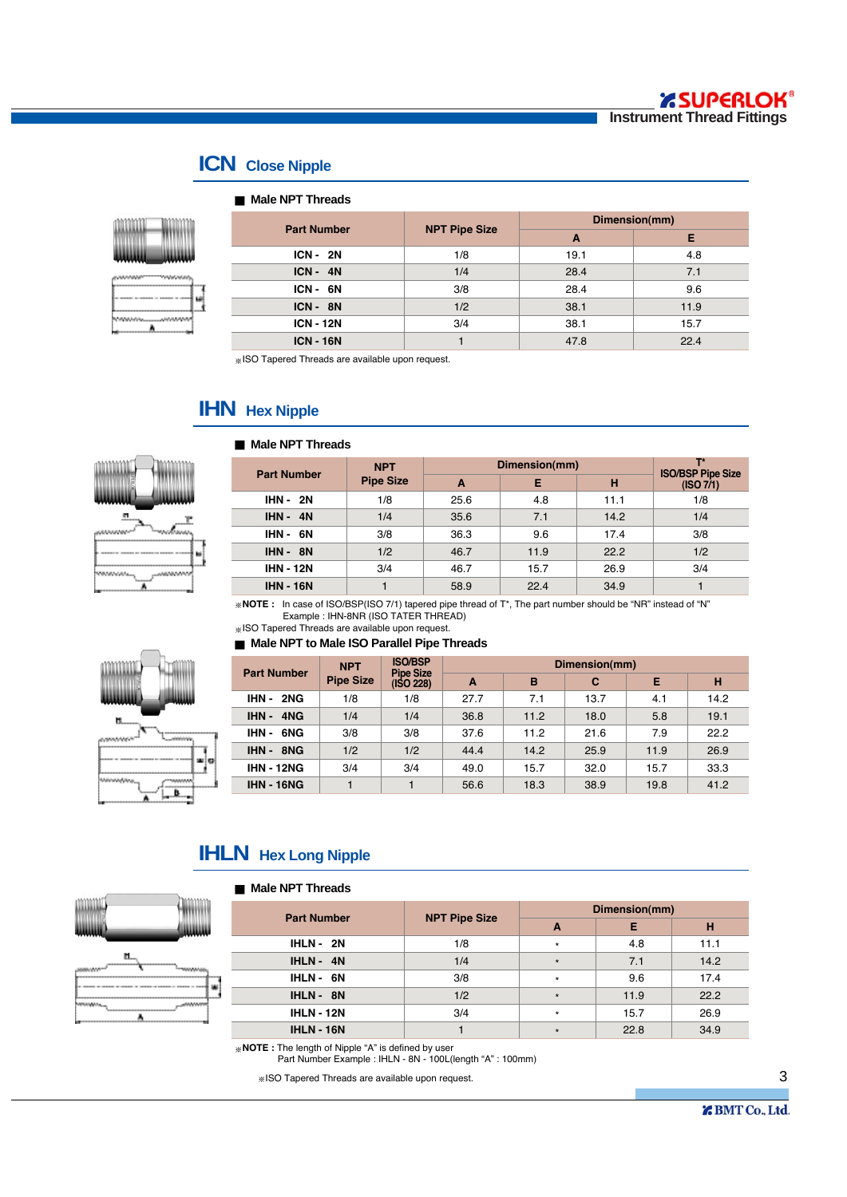## ICN Close Nipple

■ **Male NPT Threads**

| Part Number | NPT Pipe Size | Dimension(mm) | |
|---|---|---|---|
| | | A | E |
| ICN - 2N | 1/8 | 19.1 | 4.8 |
| ICN - 4N | 1/4 | 28.4 | 7.1 |
| ICN - 6N | 3/8 | 28.4 | 9.6 |
| ICN - 8N | 1/2 | 38.1 | 11.9 |
| ICN - 12N | 3/4 | 38.1 | 15.7 |
| ICN - 16N | 1 | 47.8 | 22.4 |

※ISO Tapered Threads are available upon request.

## IHN Hex Nipple

■ **Male NPT Threads**

| Part Number | NPT Pipe Size | Dimension(mm) | | | T* ISO/BSP Pipe Size (ISO 7/1) |
|---|---|---|---|---|---|
| | | A | E | H | |
| IHN - 2N | 1/8 | 25.6 | 4.8 | 11.1 | 1/8 |
| IHN - 4N | 1/4 | 35.6 | 7.1 | 14.2 | 1/4 |
| IHN - 6N | 3/8 | 36.3 | 9.6 | 17.4 | 3/8 |
| IHN - 8N | 1/2 | 46.7 | 11.9 | 22.2 | 1/2 |
| IHN - 12N | 3/4 | 46.7 | 15.7 | 26.9 | 3/4 |
| IHN - 16N | 1 | 58.9 | 22.4 | 34.9 | 1 |

※**NOTE :** In case of ISO/BSP(ISO 7/1) tapered pipe thread of T*, The part number should be "NR" instead of "N"
Example : IHN-8NR (ISO TATER THREAD)

※ISO Tapered Threads are available upon request.

■ **Male NPT to Male ISO Parallel Pipe Threads**

| Part Number | NPT Pipe Size | ISO/BSP Pipe Size (ISO 228) | Dimension(mm) | | | | |
|---|---|---|---|---|---|---|---|
| | | | A | B | C | E | H |
| IHN - 2NG | 1/8 | 1/8 | 27.7 | 7.1 | 13.7 | 4.1 | 14.2 |
| IHN - 4NG | 1/4 | 1/4 | 36.8 | 11.2 | 18.0 | 5.8 | 19.1 |
| IHN - 6NG | 3/8 | 3/8 | 37.6 | 11.2 | 21.6 | 7.9 | 22.2 |
| IHN - 8NG | 1/2 | 1/2 | 44.4 | 14.2 | 25.9 | 11.9 | 26.9 |
| IHN - 12NG | 3/4 | 3/4 | 49.0 | 15.7 | 32.0 | 15.7 | 33.3 |
| IHN - 16NG | 1 | 1 | 56.6 | 18.3 | 38.9 | 19.8 | 41.2 |

## IHLN Hex Long Nipple

■ **Male NPT Threads**

| Part Number | NPT Pipe Size | Dimension(mm) | | |
|---|---|---|---|---|
| | | A | E | H |
| IHLN - 2N | 1/8 | * | 4.8 | 11.1 |
| IHLN - 4N | 1/4 | * | 7.1 | 14.2 |
| IHLN - 6N | 3/8 | * | 9.6 | 17.4 |
| IHLN - 8N | 1/2 | * | 11.9 | 22.2 |
| IHLN - 12N | 3/4 | * | 15.7 | 26.9 |
| IHLN - 16N | 1 | * | 22.8 | 34.9 |

※**NOTE :** The length of Nipple "A" is defined by user
Part Number Example : IHLN - 8N - 100L(length "A" : 100mm)

※ISO Tapered Threads are available upon request.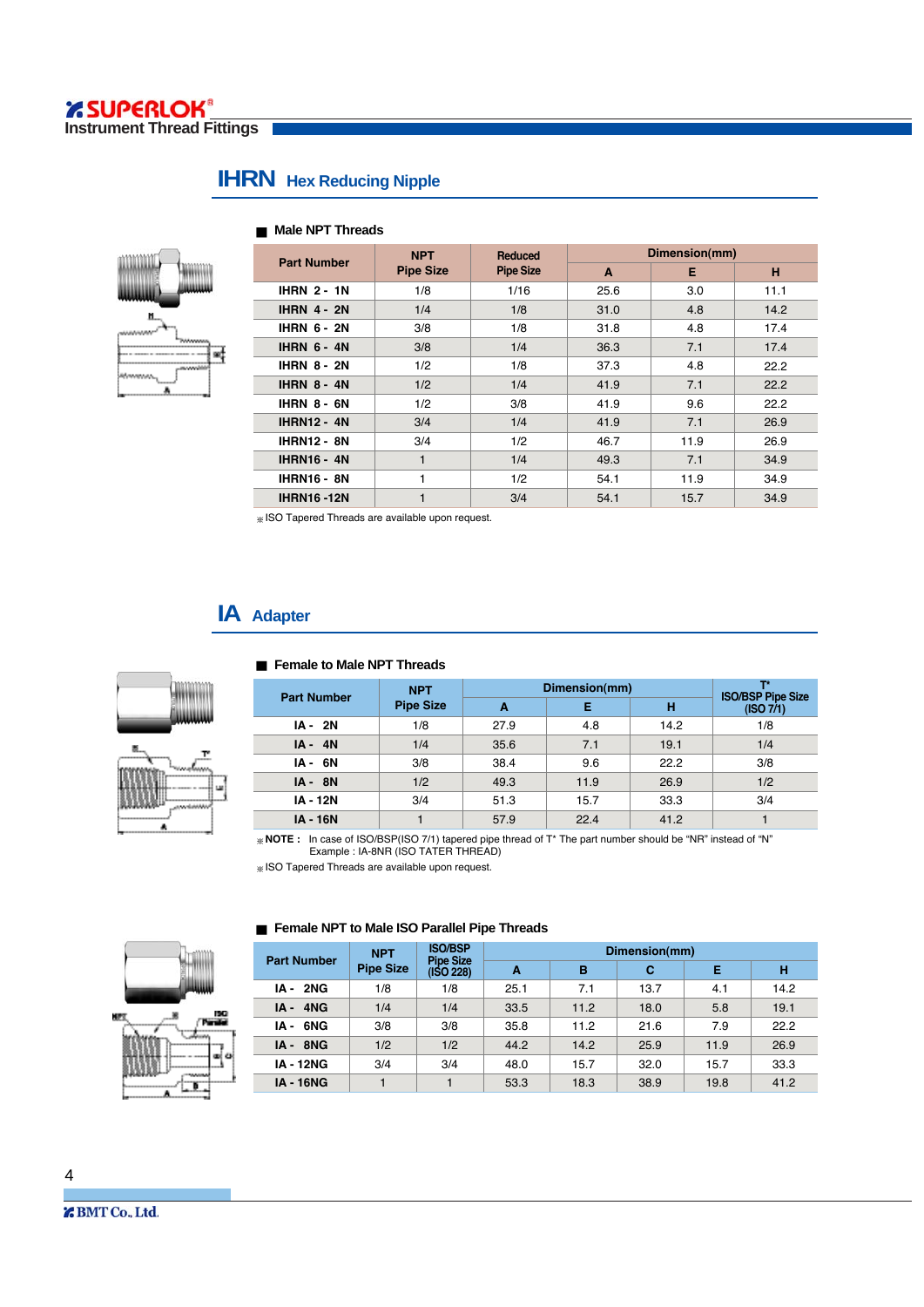## IHRN Hex Reducing Nipple

### ■ Male NPT Threads

| Part Number | NPT Pipe Size | Reduced Pipe Size | Dimension(mm) | | |
|---|---|---|---|---|---|
| | | | A | E | H |
| IHRN 2 - 1N | 1/8 | 1/16 | 25.6 | 3.0 | 11.1 |
| IHRN 4 - 2N | 1/4 | 1/8 | 31.0 | 4.8 | 14.2 |
| IHRN 6 - 2N | 3/8 | 1/8 | 31.8 | 4.8 | 17.4 |
| IHRN 6 - 4N | 3/8 | 1/4 | 36.3 | 7.1 | 17.4 |
| IHRN 8 - 2N | 1/2 | 1/8 | 37.3 | 4.8 | 22.2 |
| IHRN 8 - 4N | 1/2 | 1/4 | 41.9 | 7.1 | 22.2 |
| IHRN 8 - 6N | 1/2 | 3/8 | 41.9 | 9.6 | 22.2 |
| IHRN12 - 4N | 3/4 | 1/4 | 41.9 | 7.1 | 26.9 |
| IHRN12 - 8N | 3/4 | 1/2 | 46.7 | 11.9 | 26.9 |
| IHRN16 - 4N | 1 | 1/4 | 49.3 | 7.1 | 34.9 |
| IHRN16 - 8N | 1 | 1/2 | 54.1 | 11.9 | 34.9 |
| IHRN16 -12N | 1 | 3/4 | 54.1 | 15.7 | 34.9 |

※ ISO Tapered Threads are available upon request.

## IA Adapter

### ■ Female to Male NPT Threads

| Part Number | NPT Pipe Size | Dimension(mm) | | | T* ISO/BSP Pipe Size (ISO 7/1) |
|---|---|---|---|---|---|
| | | A | E | H | |
| IA - 2N | 1/8 | 27.9 | 4.8 | 14.2 | 1/8 |
| IA - 4N | 1/4 | 35.6 | 7.1 | 19.1 | 1/4 |
| IA - 6N | 3/8 | 38.4 | 9.6 | 22.2 | 3/8 |
| IA - 8N | 1/2 | 49.3 | 11.9 | 26.9 | 1/2 |
| IA - 12N | 3/4 | 51.3 | 15.7 | 33.3 | 3/4 |
| IA - 16N | 1 | 57.9 | 22.4 | 41.2 | 1 |

※ **NOTE :** In case of ISO/BSP(ISO 7/1) tapered pipe thread of T* The part number should be "NR" instead of "N"
Example : IA-8NR (ISO TATER THREAD)

※ ISO Tapered Threads are available upon request.

### ■ Female NPT to Male ISO Parallel Pipe Threads

| Part Number | NPT Pipe Size | ISO/BSP Pipe Size (ISO 228) | Dimension(mm) | | | | |
|---|---|---|---|---|---|---|---|
| | | | A | B | C | E | H |
| IA - 2NG | 1/8 | 1/8 | 25.1 | 7.1 | 13.7 | 4.1 | 14.2 |
| IA - 4NG | 1/4 | 1/4 | 33.5 | 11.2 | 18.0 | 5.8 | 19.1 |
| IA - 6NG | 3/8 | 3/8 | 35.8 | 11.2 | 21.6 | 7.9 | 22.2 |
| IA - 8NG | 1/2 | 1/2 | 44.2 | 14.2 | 25.9 | 11.9 | 26.9 |
| IA - 12NG | 3/4 | 3/4 | 48.0 | 15.7 | 32.0 | 15.7 | 33.3 |
| IA - 16NG | 1 | 1 | 53.3 | 18.3 | 38.9 | 19.8 | 41.2 |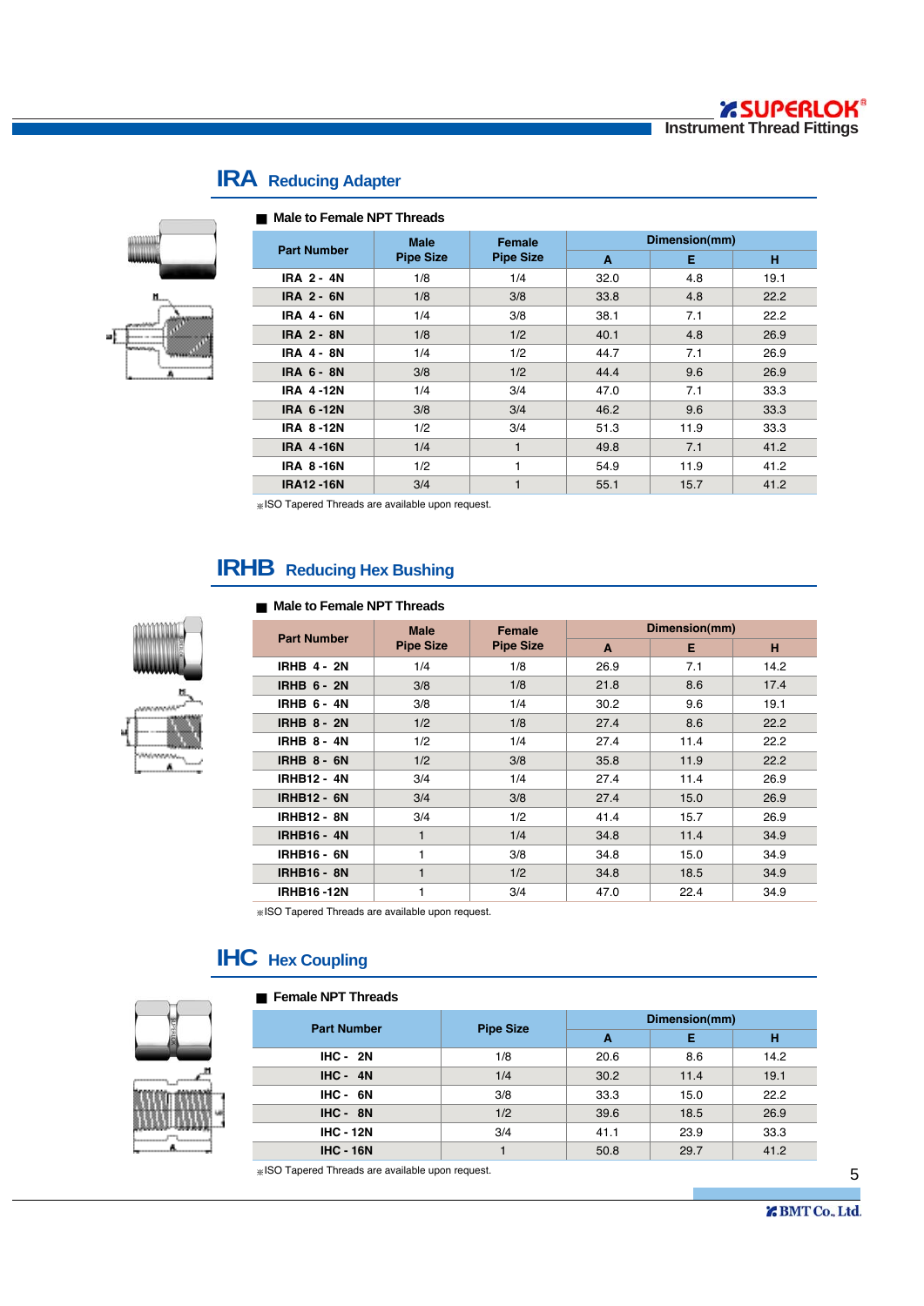## IRA Reducing Adapter

■ Male to Female NPT Threads

| Part Number | Male Pipe Size | Female Pipe Size | Dimension(mm) | | |
|---|---|---|---|---|---|
| | | | A | E | H |
| IRA 2 - 4N | 1/8 | 1/4 | 32.0 | 4.8 | 19.1 |
| IRA 2 - 6N | 1/8 | 3/8 | 33.8 | 4.8 | 22.2 |
| IRA 4 - 6N | 1/4 | 3/8 | 38.1 | 7.1 | 22.2 |
| IRA 2 - 8N | 1/8 | 1/2 | 40.1 | 4.8 | 26.9 |
| IRA 4 - 8N | 1/4 | 1/2 | 44.7 | 7.1 | 26.9 |
| IRA 6 - 8N | 3/8 | 1/2 | 44.4 | 9.6 | 26.9 |
| IRA 4 -12N | 1/4 | 3/4 | 47.0 | 7.1 | 33.3 |
| IRA 6 -12N | 3/8 | 3/4 | 46.2 | 9.6 | 33.3 |
| IRA 8 -12N | 1/2 | 3/4 | 51.3 | 11.9 | 33.3 |
| IRA 4 -16N | 1/4 | 1 | 49.8 | 7.1 | 41.2 |
| IRA 8 -16N | 1/2 | 1 | 54.9 | 11.9 | 41.2 |
| IRA12 -16N | 3/4 | 1 | 55.1 | 15.7 | 41.2 |

※ISO Tapered Threads are available upon request.

## IRHB Reducing Hex Bushing

■ Male to Female NPT Threads

| Part Number | Male Pipe Size | Female Pipe Size | Dimension(mm) | | |
|---|---|---|---|---|---|
| | | | A | E | H |
| IRHB 4 - 2N | 1/4 | 1/8 | 26.9 | 7.1 | 14.2 |
| IRHB 6 - 2N | 3/8 | 1/8 | 21.8 | 8.6 | 17.4 |
| IRHB 6 - 4N | 3/8 | 1/4 | 30.2 | 9.6 | 19.1 |
| IRHB 8 - 2N | 1/2 | 1/8 | 27.4 | 8.6 | 22.2 |
| IRHB 8 - 4N | 1/2 | 1/4 | 27.4 | 11.4 | 22.2 |
| IRHB 8 - 6N | 1/2 | 3/8 | 35.8 | 11.9 | 22.2 |
| IRHB12 - 4N | 3/4 | 1/4 | 27.4 | 11.4 | 26.9 |
| IRHB12 - 6N | 3/4 | 3/8 | 27.4 | 15.0 | 26.9 |
| IRHB12 - 8N | 3/4 | 1/2 | 41.4 | 15.7 | 26.9 |
| IRHB16 - 4N | 1 | 1/4 | 34.8 | 11.4 | 34.9 |
| IRHB16 - 6N | 1 | 3/8 | 34.8 | 15.0 | 34.9 |
| IRHB16 - 8N | 1 | 1/2 | 34.8 | 18.5 | 34.9 |
| IRHB16 -12N | 1 | 3/4 | 47.0 | 22.4 | 34.9 |

※ISO Tapered Threads are available upon request.

## IHC Hex Coupling

■ Female NPT Threads

| Part Number | Pipe Size | Dimension(mm) | | |
|---|---|---|---|---|
| | | A | E | H |
| IHC - 2N | 1/8 | 20.6 | 8.6 | 14.2 |
| IHC - 4N | 1/4 | 30.2 | 11.4 | 19.1 |
| IHC - 6N | 3/8 | 33.3 | 15.0 | 22.2 |
| IHC - 8N | 1/2 | 39.6 | 18.5 | 26.9 |
| IHC - 12N | 3/4 | 41.1 | 23.9 | 33.3 |
| IHC - 16N | 1 | 50.8 | 29.7 | 41.2 |

※ISO Tapered Threads are available upon request.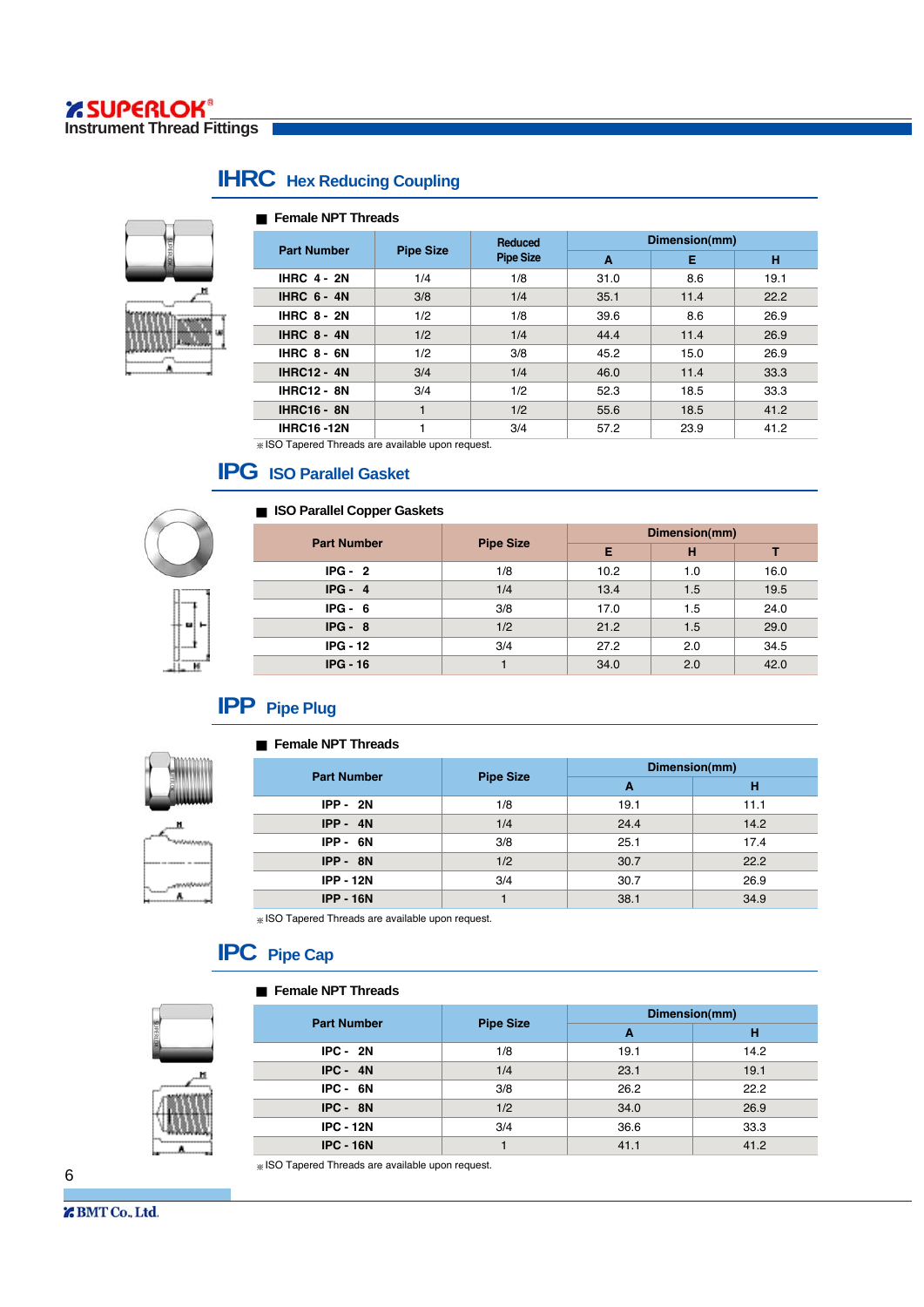## IHRC Hex Reducing Coupling

### Female NPT Threads

| Part Number | Pipe Size | Reduced Pipe Size | Dimension(mm) | | |
|---|---|---|---|---|---|
| | | | A | E | H |
| IHRC 4 - 2N | 1/4 | 1/8 | 31.0 | 8.6 | 19.1 |
| IHRC 6 - 4N | 3/8 | 1/4 | 35.1 | 11.4 | 22.2 |
| IHRC 8 - 2N | 1/2 | 1/8 | 39.6 | 8.6 | 26.9 |
| IHRC 8 - 4N | 1/2 | 1/4 | 44.4 | 11.4 | 26.9 |
| IHRC 8 - 6N | 1/2 | 3/8 | 45.2 | 15.0 | 26.9 |
| IHRC12 - 4N | 3/4 | 1/4 | 46.0 | 11.4 | 33.3 |
| IHRC12 - 8N | 3/4 | 1/2 | 52.3 | 18.5 | 33.3 |
| IHRC16 - 8N | 1 | 1/2 | 55.6 | 18.5 | 41.2 |
| IHRC16 -12N | 1 | 3/4 | 57.2 | 23.9 | 41.2 |

※ISO Tapered Threads are available upon request.

## IPG ISO Parallel Gasket

### ISO Parallel Copper Gaskets

| Part Number | Pipe Size | Dimension(mm) | | |
|---|---|---|---|---|
| | | E | H | T |
| IPG - 2 | 1/8 | 10.2 | 1.0 | 16.0 |
| IPG - 4 | 1/4 | 13.4 | 1.5 | 19.5 |
| IPG - 6 | 3/8 | 17.0 | 1.5 | 24.0 |
| IPG - 8 | 1/2 | 21.2 | 1.5 | 29.0 |
| IPG - 12 | 3/4 | 27.2 | 2.0 | 34.5 |
| IPG - 16 | 1 | 34.0 | 2.0 | 42.0 |

## IPP Pipe Plug

### Female NPT Threads

| Part Number | Pipe Size | Dimension(mm) | |
|---|---|---|---|
| | | A | H |
| IPP - 2N | 1/8 | 19.1 | 11.1 |
| IPP - 4N | 1/4 | 24.4 | 14.2 |
| IPP - 6N | 3/8 | 25.1 | 17.4 |
| IPP - 8N | 1/2 | 30.7 | 22.2 |
| IPP - 12N | 3/4 | 30.7 | 26.9 |
| IPP - 16N | 1 | 38.1 | 34.9 |

※ISO Tapered Threads are available upon request.

## IPC Pipe Cap

### Female NPT Threads

| Part Number | Pipe Size | Dimension(mm) | |
|---|---|---|---|
| | | A | H |
| IPC - 2N | 1/8 | 19.1 | 14.2 |
| IPC - 4N | 1/4 | 23.1 | 19.1 |
| IPC - 6N | 3/8 | 26.2 | 22.2 |
| IPC - 8N | 1/2 | 34.0 | 26.9 |
| IPC - 12N | 3/4 | 36.6 | 33.3 |
| IPC - 16N | 1 | 41.1 | 41.2 |

※ISO Tapered Threads are available upon request.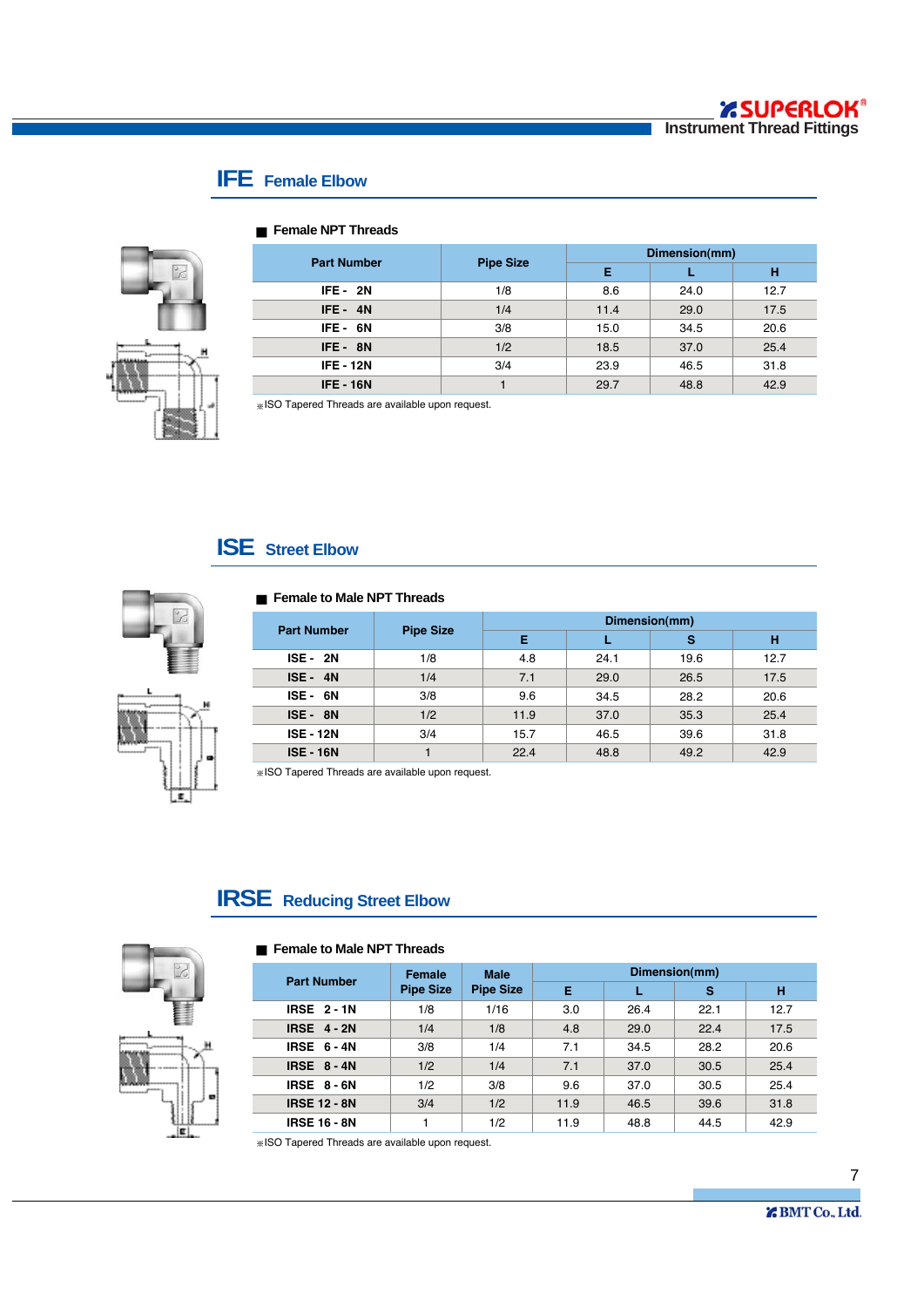## IFE Female Elbow

■ **Female NPT Threads**

| Part Number | Pipe Size | Dimension(mm) | | |
|---|---|---|---|---|
| | | E | L | H |
| IFE - 2N | 1/8 | 8.6 | 24.0 | 12.7 |
| IFE - 4N | 1/4 | 11.4 | 29.0 | 17.5 |
| IFE - 6N | 3/8 | 15.0 | 34.5 | 20.6 |
| IFE - 8N | 1/2 | 18.5 | 37.0 | 25.4 |
| IFE - 12N | 3/4 | 23.9 | 46.5 | 31.8 |
| IFE - 16N | 1 | 29.7 | 48.8 | 42.9 |

※ISO Tapered Threads are available upon request.

## ISE Street Elbow

■ **Female to Male NPT Threads**

| Part Number | Pipe Size | Dimension(mm) | | | |
|---|---|---|---|---|---|
| | | E | L | S | H |
| ISE - 2N | 1/8 | 4.8 | 24.1 | 19.6 | 12.7 |
| ISE - 4N | 1/4 | 7.1 | 29.0 | 26.5 | 17.5 |
| ISE - 6N | 3/8 | 9.6 | 34.5 | 28.2 | 20.6 |
| ISE - 8N | 1/2 | 11.9 | 37.0 | 35.3 | 25.4 |
| ISE - 12N | 3/4 | 15.7 | 46.5 | 39.6 | 31.8 |
| ISE - 16N | 1 | 22.4 | 48.8 | 49.2 | 42.9 |

※ISO Tapered Threads are available upon request.

## IRSE Reducing Street Elbow

■ **Female to Male NPT Threads**

| Part Number | Female Pipe Size | Male Pipe Size | Dimension(mm) | | | |
|---|---|---|---|---|---|---|
| | | | E | L | S | H |
| IRSE 2 - 1N | 1/8 | 1/16 | 3.0 | 26.4 | 22.1 | 12.7 |
| IRSE 4 - 2N | 1/4 | 1/8 | 4.8 | 29.0 | 22.4 | 17.5 |
| IRSE 6 - 4N | 3/8 | 1/4 | 7.1 | 34.5 | 28.2 | 20.6 |
| IRSE 8 - 4N | 1/2 | 1/4 | 7.1 | 37.0 | 30.5 | 25.4 |
| IRSE 8 - 6N | 1/2 | 3/8 | 9.6 | 37.0 | 30.5 | 25.4 |
| IRSE 12 - 8N | 3/4 | 1/2 | 11.9 | 46.5 | 39.6 | 31.8 |
| IRSE 16 - 8N | 1 | 1/2 | 11.9 | 48.8 | 44.5 | 42.9 |

※ISO Tapered Threads are available upon request.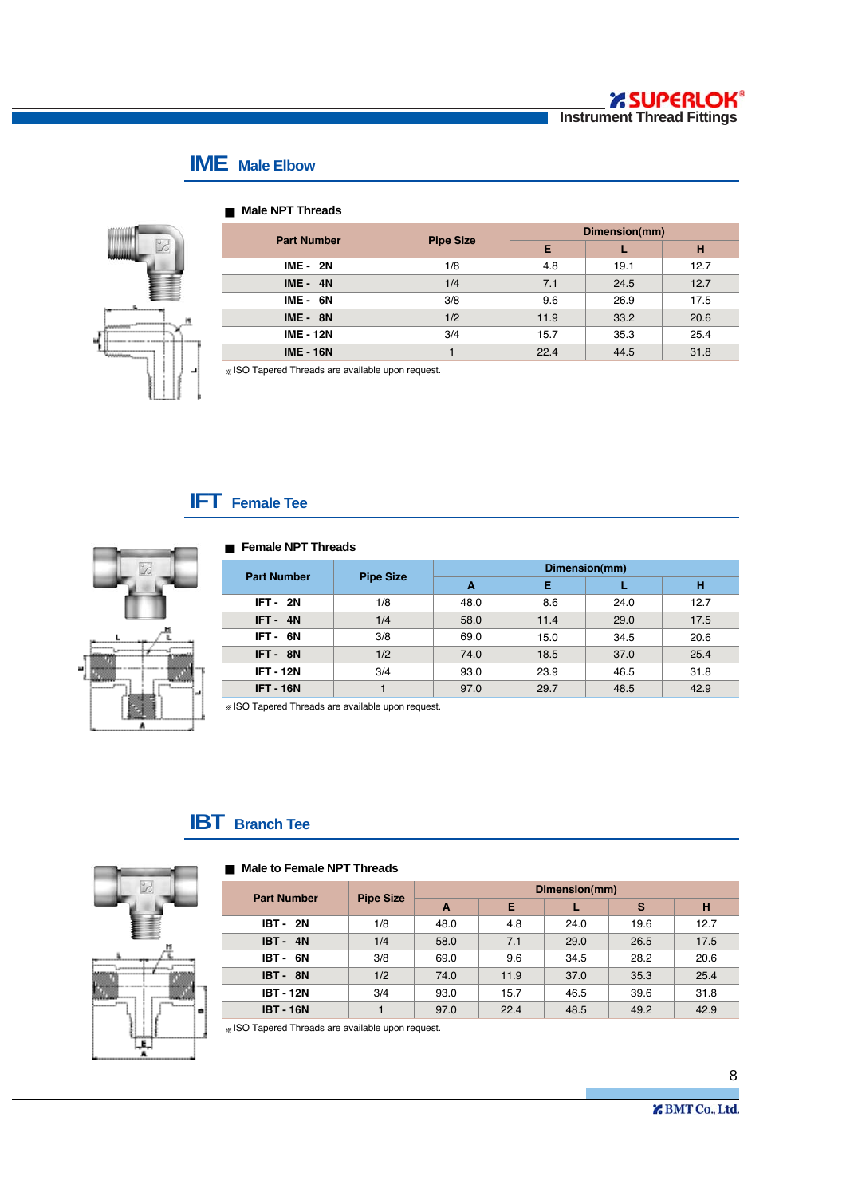## IME Male Elbow

### Male NPT Threads

| Part Number | Pipe Size | Dimension(mm) | | |
|---|---|---|---|---|
| | | E | L | H |
| IME - 2N | 1/8 | 4.8 | 19.1 | 12.7 |
| IME - 4N | 1/4 | 7.1 | 24.5 | 12.7 |
| IME - 6N | 3/8 | 9.6 | 26.9 | 17.5 |
| IME - 8N | 1/2 | 11.9 | 33.2 | 20.6 |
| IME - 12N | 3/4 | 15.7 | 35.3 | 25.4 |
| IME - 16N | 1 | 22.4 | 44.5 | 31.8 |

※ ISO Tapered Threads are available upon request.

## IFT Female Tee

### Female NPT Threads

| Part Number | Pipe Size | Dimension(mm) | | | |
|---|---|---|---|---|---|
| | | A | E | L | H |
| IFT - 2N | 1/8 | 48.0 | 8.6 | 24.0 | 12.7 |
| IFT - 4N | 1/4 | 58.0 | 11.4 | 29.0 | 17.5 |
| IFT - 6N | 3/8 | 69.0 | 15.0 | 34.5 | 20.6 |
| IFT - 8N | 1/2 | 74.0 | 18.5 | 37.0 | 25.4 |
| IFT - 12N | 3/4 | 93.0 | 23.9 | 46.5 | 31.8 |
| IFT - 16N | 1 | 97.0 | 29.7 | 48.5 | 42.9 |

※ ISO Tapered Threads are available upon request.

## IBT Branch Tee

### Male to Female NPT Threads

| Part Number | Pipe Size | Dimension(mm) | | | | |
|---|---|---|---|---|---|---|
| | | A | E | L | S | H |
| IBT - 2N | 1/8 | 48.0 | 4.8 | 24.0 | 19.6 | 12.7 |
| IBT - 4N | 1/4 | 58.0 | 7.1 | 29.0 | 26.5 | 17.5 |
| IBT - 6N | 3/8 | 69.0 | 9.6 | 34.5 | 28.2 | 20.6 |
| IBT - 8N | 1/2 | 74.0 | 11.9 | 37.0 | 35.3 | 25.4 |
| IBT - 12N | 3/4 | 93.0 | 15.7 | 46.5 | 39.6 | 31.8 |
| IBT - 16N | 1 | 97.0 | 22.4 | 48.5 | 49.2 | 42.9 |

※ ISO Tapered Threads are available upon request.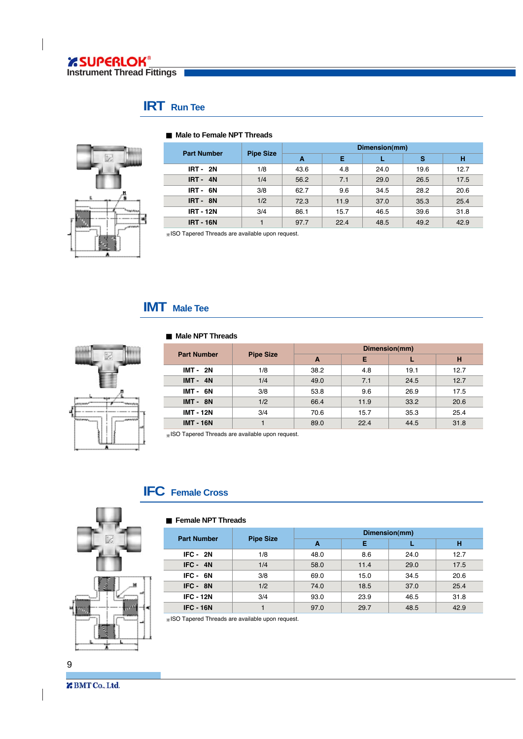## IRT Run Tee

■ Male to Female NPT Threads

| Part Number | Pipe Size | Dimension(mm) | | | | |
|---|---|---|---|---|---|---|
| | | A | E | L | S | H |
| IRT - 2N | 1/8 | 43.6 | 4.8 | 24.0 | 19.6 | 12.7 |
| IRT - 4N | 1/4 | 56.2 | 7.1 | 29.0 | 26.5 | 17.5 |
| IRT - 6N | 3/8 | 62.7 | 9.6 | 34.5 | 28.2 | 20.6 |
| IRT - 8N | 1/2 | 72.3 | 11.9 | 37.0 | 35.3 | 25.4 |
| IRT - 12N | 3/4 | 86.1 | 15.7 | 46.5 | 39.6 | 31.8 |
| IRT - 16N | 1 | 97.7 | 22.4 | 48.5 | 49.2 | 42.9 |

※ISO Tapered Threads are available upon request.

## IMT Male Tee

■ Male NPT Threads

| Part Number | Pipe Size | Dimension(mm) | | | |
|---|---|---|---|---|---|
| | | A | E | L | H |
| IMT - 2N | 1/8 | 38.2 | 4.8 | 19.1 | 12.7 |
| IMT - 4N | 1/4 | 49.0 | 7.1 | 24.5 | 12.7 |
| IMT - 6N | 3/8 | 53.8 | 9.6 | 26.9 | 17.5 |
| IMT - 8N | 1/2 | 66.4 | 11.9 | 33.2 | 20.6 |
| IMT - 12N | 3/4 | 70.6 | 15.7 | 35.3 | 25.4 |
| IMT - 16N | 1 | 89.0 | 22.4 | 44.5 | 31.8 |

※ISO Tapered Threads are available upon request.

## IFC Female Cross

■ Female NPT Threads

| Part Number | Pipe Size | Dimension(mm) | | | |
|---|---|---|---|---|---|
| | | A | E | L | H |
| IFC - 2N | 1/8 | 48.0 | 8.6 | 24.0 | 12.7 |
| IFC - 4N | 1/4 | 58.0 | 11.4 | 29.0 | 17.5 |
| IFC - 6N | 3/8 | 69.0 | 15.0 | 34.5 | 20.6 |
| IFC - 8N | 1/2 | 74.0 | 18.5 | 37.0 | 25.4 |
| IFC - 12N | 3/4 | 93.0 | 23.9 | 46.5 | 31.8 |
| IFC - 16N | 1 | 97.0 | 29.7 | 48.5 | 42.9 |

※ISO Tapered Threads are available upon request.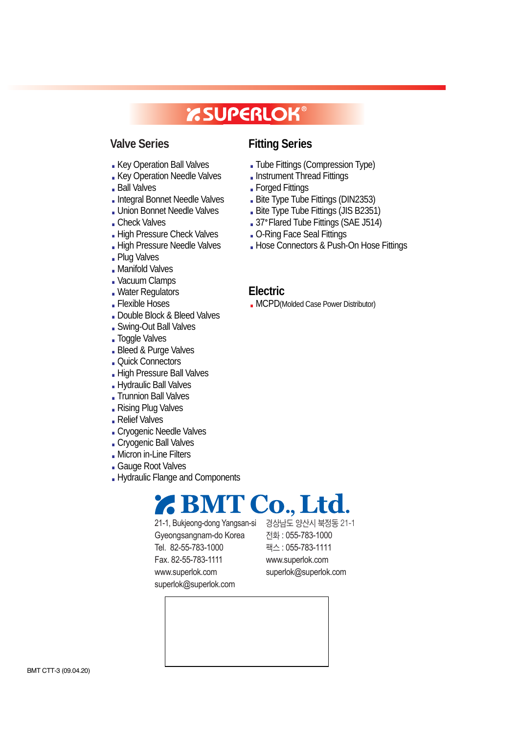# SUPERLOK®

## Valve Series

- Key Operation Ball Valves
- Key Operation Needle Valves
- Ball Valves
- Integral Bonnet Needle Valves
- Union Bonnet Needle Valves
- Check Valves
- High Pressure Check Valves
- High Pressure Needle Valves
- Plug Valves
- Manifold Valves
- Vacuum Clamps
- Water Regulators
- Flexible Hoses
- Double Block & Bleed Valves
- Swing-Out Ball Valves
- Toggle Valves
- Bleed & Purge Valves
- Quick Connectors
- High Pressure Ball Valves
- Hydraulic Ball Valves
- Trunnion Ball Valves
- Rising Plug Valves
- Relief Valves
- Cryogenic Needle Valves
- Cryogenic Ball Valves
- Micron in-Line Filters
- Gauge Root Valves
- Hydraulic Flange and Components

## Fitting Series

- Tube Fittings (Compression Type)
- Instrument Thread Fittings
- Forged Fittings
- Bite Type Tube Fittings (DIN2353)
- Bite Type Tube Fittings (JIS B2351)
- 37° Flared Tube Fittings (SAE J514)
- O-Ring Face Seal Fittings
- Hose Connectors & Push-On Hose Fittings

## Electric

- MCPD(Molded Case Power Distributor)

# BMT Co., Ltd.

21-1, Bukjeong-dong Yangsan-si
Gyeongsangnam-do Korea
Tel. 82-55-783-1000
Fax. 82-55-783-1111
www.superlok.com
superlok@superlok.com

경상남도 양산시 북정동 21-1
전화 : 055-783-1000
팩스 : 055-783-1111
www.superlok.com
superlok@superlok.com

BMT CTT-3 (09.04.20)